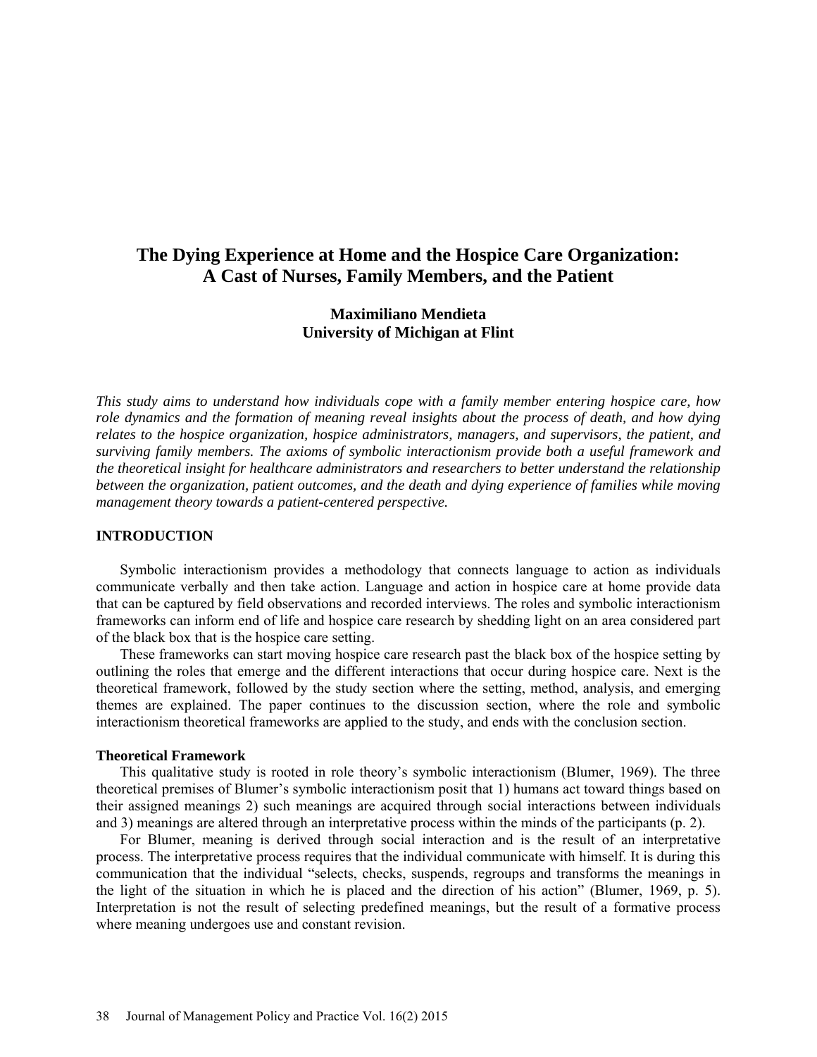# The Dying Experience at Home and the Hospice Care Organization: A Cast of Nurses, Family Members, and the Patient

**Maximiliano Mendieta**
**University of Michigan at Flint**

*This study aims to understand how individuals cope with a family member entering hospice care, how role dynamics and the formation of meaning reveal insights about the process of death, and how dying relates to the hospice organization, hospice administrators, managers, and supervisors, the patient, and surviving family members. The axioms of symbolic interactionism provide both a useful framework and the theoretical insight for healthcare administrators and researchers to better understand the relationship between the organization, patient outcomes, and the death and dying experience of families while moving management theory towards a patient-centered perspective.*

## INTRODUCTION

Symbolic interactionism provides a methodology that connects language to action as individuals communicate verbally and then take action. Language and action in hospice care at home provide data that can be captured by field observations and recorded interviews. The roles and symbolic interactionism frameworks can inform end of life and hospice care research by shedding light on an area considered part of the black box that is the hospice care setting.

These frameworks can start moving hospice care research past the black box of the hospice setting by outlining the roles that emerge and the different interactions that occur during hospice care. Next is the theoretical framework, followed by the study section where the setting, method, analysis, and emerging themes are explained. The paper continues to the discussion section, where the role and symbolic interactionism theoretical frameworks are applied to the study, and ends with the conclusion section.

### Theoretical Framework

This qualitative study is rooted in role theory's symbolic interactionism (Blumer, 1969). The three theoretical premises of Blumer's symbolic interactionism posit that 1) humans act toward things based on their assigned meanings 2) such meanings are acquired through social interactions between individuals and 3) meanings are altered through an interpretative process within the minds of the participants (p. 2).

For Blumer, meaning is derived through social interaction and is the result of an interpretative process. The interpretative process requires that the individual communicate with himself. It is during this communication that the individual "selects, checks, suspends, regroups and transforms the meanings in the light of the situation in which he is placed and the direction of his action" (Blumer, 1969, p. 5). Interpretation is not the result of selecting predefined meanings, but the result of a formative process where meaning undergoes use and constant revision.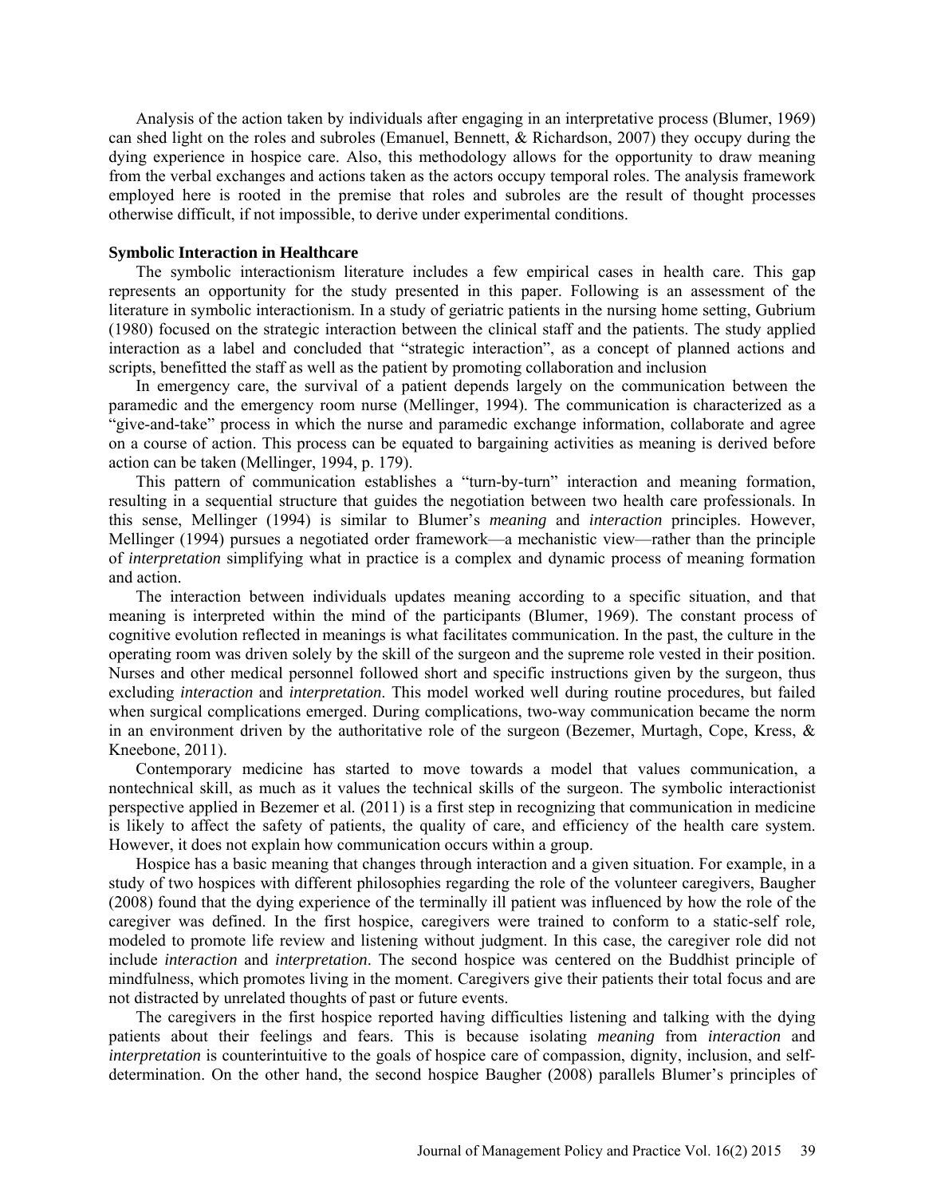Analysis of the action taken by individuals after engaging in an interpretative process (Blumer, 1969) can shed light on the roles and subroles (Emanuel, Bennett, & Richardson, 2007) they occupy during the dying experience in hospice care. Also, this methodology allows for the opportunity to draw meaning from the verbal exchanges and actions taken as the actors occupy temporal roles. The analysis framework employed here is rooted in the premise that roles and subroles are the result of thought processes otherwise difficult, if not impossible, to derive under experimental conditions.

**Symbolic Interaction in Healthcare**

The symbolic interactionism literature includes a few empirical cases in health care. This gap represents an opportunity for the study presented in this paper. Following is an assessment of the literature in symbolic interactionism. In a study of geriatric patients in the nursing home setting, Gubrium (1980) focused on the strategic interaction between the clinical staff and the patients. The study applied interaction as a label and concluded that "strategic interaction", as a concept of planned actions and scripts, benefitted the staff as well as the patient by promoting collaboration and inclusion

In emergency care, the survival of a patient depends largely on the communication between the paramedic and the emergency room nurse (Mellinger, 1994). The communication is characterized as a "give-and-take" process in which the nurse and paramedic exchange information, collaborate and agree on a course of action. This process can be equated to bargaining activities as meaning is derived before action can be taken (Mellinger, 1994, p. 179).

This pattern of communication establishes a "turn-by-turn" interaction and meaning formation, resulting in a sequential structure that guides the negotiation between two health care professionals. In this sense, Mellinger (1994) is similar to Blumer's *meaning* and *interaction* principles. However, Mellinger (1994) pursues a negotiated order framework—a mechanistic view—rather than the principle of *interpretation* simplifying what in practice is a complex and dynamic process of meaning formation and action.

The interaction between individuals updates meaning according to a specific situation, and that meaning is interpreted within the mind of the participants (Blumer, 1969). The constant process of cognitive evolution reflected in meanings is what facilitates communication. In the past, the culture in the operating room was driven solely by the skill of the surgeon and the supreme role vested in their position. Nurses and other medical personnel followed short and specific instructions given by the surgeon, thus excluding *interaction* and *interpretation*. This model worked well during routine procedures, but failed when surgical complications emerged. During complications, two-way communication became the norm in an environment driven by the authoritative role of the surgeon (Bezemer, Murtagh, Cope, Kress, & Kneebone, 2011).

Contemporary medicine has started to move towards a model that values communication, a nontechnical skill, as much as it values the technical skills of the surgeon. The symbolic interactionist perspective applied in Bezemer et al. (2011) is a first step in recognizing that communication in medicine is likely to affect the safety of patients, the quality of care, and efficiency of the health care system. However, it does not explain how communication occurs within a group.

Hospice has a basic meaning that changes through interaction and a given situation. For example, in a study of two hospices with different philosophies regarding the role of the volunteer caregivers, Baugher (2008) found that the dying experience of the terminally ill patient was influenced by how the role of the caregiver was defined. In the first hospice, caregivers were trained to conform to a static-self role, modeled to promote life review and listening without judgment. In this case, the caregiver role did not include *interaction* and *interpretation*. The second hospice was centered on the Buddhist principle of mindfulness, which promotes living in the moment. Caregivers give their patients their total focus and are not distracted by unrelated thoughts of past or future events.

The caregivers in the first hospice reported having difficulties listening and talking with the dying patients about their feelings and fears. This is because isolating *meaning* from *interaction* and *interpretation* is counterintuitive to the goals of hospice care of compassion, dignity, inclusion, and self-determination. On the other hand, the second hospice Baugher (2008) parallels Blumer's principles of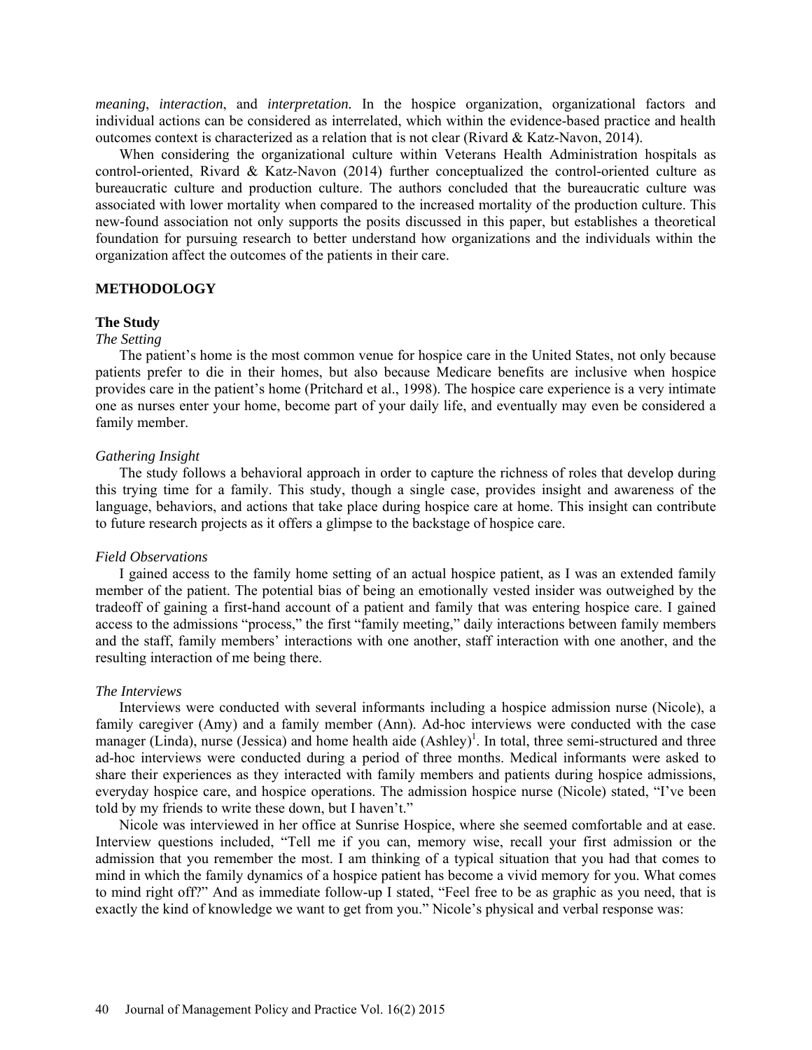*meaning*, *interaction*, and *interpretation.* In the hospice organization, organizational factors and individual actions can be considered as interrelated, which within the evidence-based practice and health outcomes context is characterized as a relation that is not clear (Rivard & Katz-Navon, 2014).

When considering the organizational culture within Veterans Health Administration hospitals as control-oriented, Rivard & Katz-Navon (2014) further conceptualized the control-oriented culture as bureaucratic culture and production culture. The authors concluded that the bureaucratic culture was associated with lower mortality when compared to the increased mortality of the production culture. This new-found association not only supports the posits discussed in this paper, but establishes a theoretical foundation for pursuing research to better understand how organizations and the individuals within the organization affect the outcomes of the patients in their care.

## METHODOLOGY

### The Study

#### *The Setting*

The patient's home is the most common venue for hospice care in the United States, not only because patients prefer to die in their homes, but also because Medicare benefits are inclusive when hospice provides care in the patient's home (Pritchard et al., 1998). The hospice care experience is a very intimate one as nurses enter your home, become part of your daily life, and eventually may even be considered a family member.

#### *Gathering Insight*

The study follows a behavioral approach in order to capture the richness of roles that develop during this trying time for a family. This study, though a single case, provides insight and awareness of the language, behaviors, and actions that take place during hospice care at home. This insight can contribute to future research projects as it offers a glimpse to the backstage of hospice care.

#### *Field Observations*

I gained access to the family home setting of an actual hospice patient, as I was an extended family member of the patient. The potential bias of being an emotionally vested insider was outweighed by the tradeoff of gaining a first-hand account of a patient and family that was entering hospice care. I gained access to the admissions "process," the first "family meeting," daily interactions between family members and the staff, family members' interactions with one another, staff interaction with one another, and the resulting interaction of me being there.

#### *The Interviews*

Interviews were conducted with several informants including a hospice admission nurse (Nicole), a family caregiver (Amy) and a family member (Ann). Ad-hoc interviews were conducted with the case manager (Linda), nurse (Jessica) and home health aide (Ashley)[1]. In total, three semi-structured and three ad-hoc interviews were conducted during a period of three months. Medical informants were asked to share their experiences as they interacted with family members and patients during hospice admissions, everyday hospice care, and hospice operations. The admission hospice nurse (Nicole) stated, "I've been told by my friends to write these down, but I haven't."

Nicole was interviewed in her office at Sunrise Hospice, where she seemed comfortable and at ease. Interview questions included, "Tell me if you can, memory wise, recall your first admission or the admission that you remember the most. I am thinking of a typical situation that you had that comes to mind in which the family dynamics of a hospice patient has become a vivid memory for you. What comes to mind right off?" And as immediate follow-up I stated, "Feel free to be as graphic as you need, that is exactly the kind of knowledge we want to get from you." Nicole's physical and verbal response was: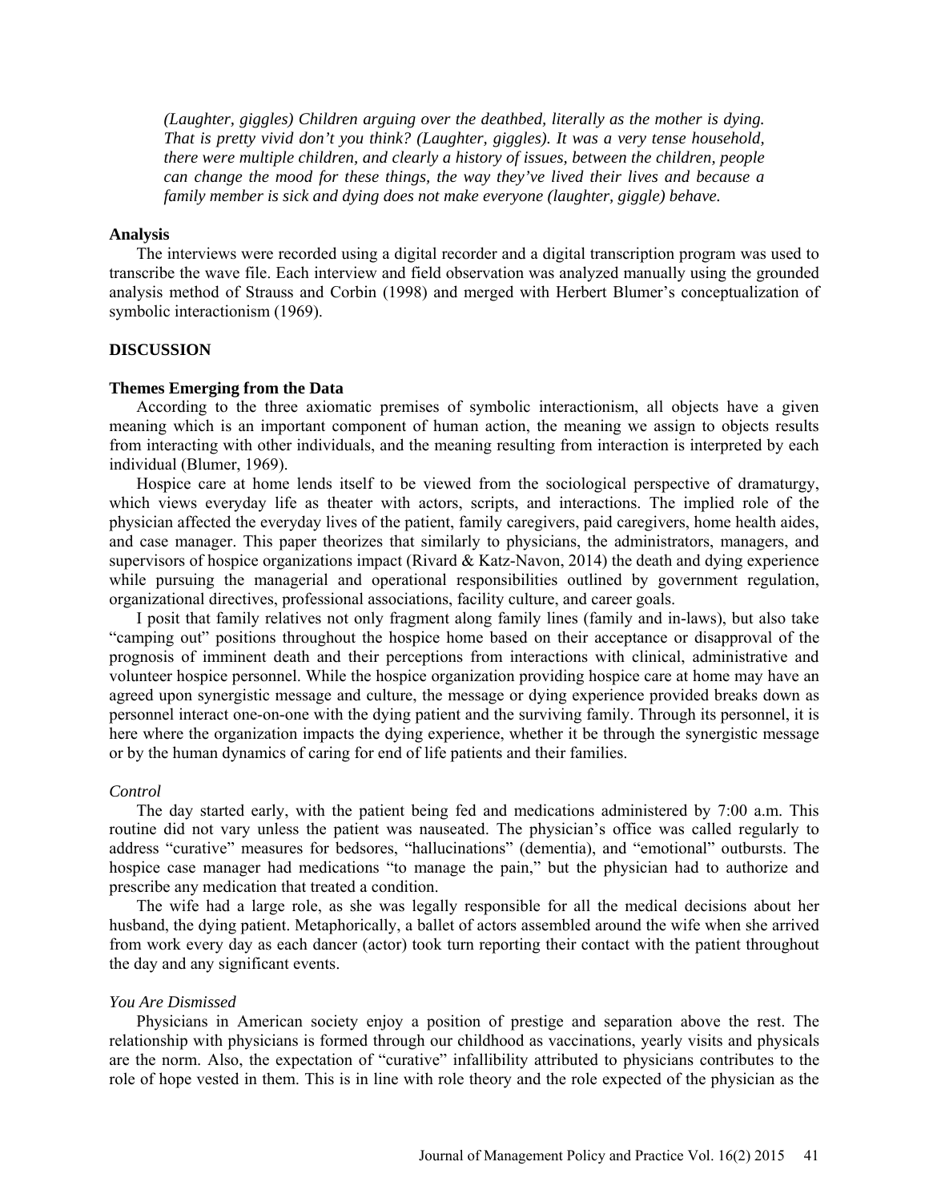*(Laughter, giggles) Children arguing over the deathbed, literally as the mother is dying. That is pretty vivid don't you think? (Laughter, giggles). It was a very tense household, there were multiple children, and clearly a history of issues, between the children, people can change the mood for these things, the way they've lived their lives and because a family member is sick and dying does not make everyone (laughter, giggle) behave.*

### Analysis

The interviews were recorded using a digital recorder and a digital transcription program was used to transcribe the wave file. Each interview and field observation was analyzed manually using the grounded analysis method of Strauss and Corbin (1998) and merged with Herbert Blumer's conceptualization of symbolic interactionism (1969).

## DISCUSSION

### Themes Emerging from the Data

According to the three axiomatic premises of symbolic interactionism, all objects have a given meaning which is an important component of human action, the meaning we assign to objects results from interacting with other individuals, and the meaning resulting from interaction is interpreted by each individual (Blumer, 1969).

Hospice care at home lends itself to be viewed from the sociological perspective of dramaturgy, which views everyday life as theater with actors, scripts, and interactions. The implied role of the physician affected the everyday lives of the patient, family caregivers, paid caregivers, home health aides, and case manager. This paper theorizes that similarly to physicians, the administrators, managers, and supervisors of hospice organizations impact (Rivard & Katz-Navon, 2014) the death and dying experience while pursuing the managerial and operational responsibilities outlined by government regulation, organizational directives, professional associations, facility culture, and career goals.

I posit that family relatives not only fragment along family lines (family and in-laws), but also take "camping out" positions throughout the hospice home based on their acceptance or disapproval of the prognosis of imminent death and their perceptions from interactions with clinical, administrative and volunteer hospice personnel. While the hospice organization providing hospice care at home may have an agreed upon synergistic message and culture, the message or dying experience provided breaks down as personnel interact one-on-one with the dying patient and the surviving family. Through its personnel, it is here where the organization impacts the dying experience, whether it be through the synergistic message or by the human dynamics of caring for end of life patients and their families.

#### *Control*

The day started early, with the patient being fed and medications administered by 7:00 a.m. This routine did not vary unless the patient was nauseated. The physician's office was called regularly to address "curative" measures for bedsores, "hallucinations" (dementia), and "emotional" outbursts. The hospice case manager had medications "to manage the pain," but the physician had to authorize and prescribe any medication that treated a condition.

The wife had a large role, as she was legally responsible for all the medical decisions about her husband, the dying patient. Metaphorically, a ballet of actors assembled around the wife when she arrived from work every day as each dancer (actor) took turn reporting their contact with the patient throughout the day and any significant events.

#### *You Are Dismissed*

Physicians in American society enjoy a position of prestige and separation above the rest. The relationship with physicians is formed through our childhood as vaccinations, yearly visits and physicals are the norm. Also, the expectation of "curative" infallibility attributed to physicians contributes to the role of hope vested in them. This is in line with role theory and the role expected of the physician as the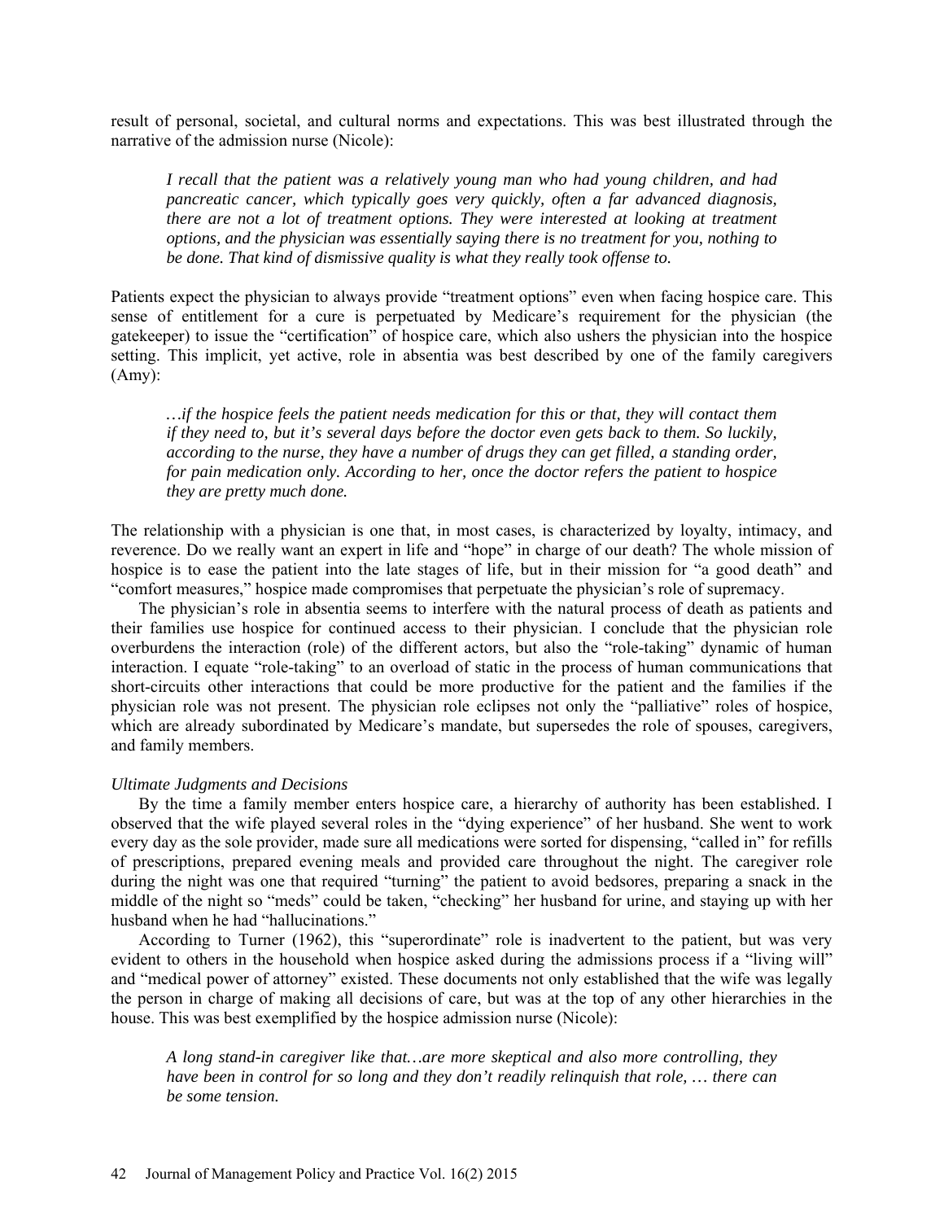result of personal, societal, and cultural norms and expectations. This was best illustrated through the narrative of the admission nurse (Nicole):

> *I recall that the patient was a relatively young man who had young children, and had pancreatic cancer, which typically goes very quickly, often a far advanced diagnosis, there are not a lot of treatment options. They were interested at looking at treatment options, and the physician was essentially saying there is no treatment for you, nothing to be done. That kind of dismissive quality is what they really took offense to.*

Patients expect the physician to always provide "treatment options" even when facing hospice care. This sense of entitlement for a cure is perpetuated by Medicare's requirement for the physician (the gatekeeper) to issue the "certification" of hospice care, which also ushers the physician into the hospice setting. This implicit, yet active, role in absentia was best described by one of the family caregivers (Amy):

> *…if the hospice feels the patient needs medication for this or that, they will contact them if they need to, but it's several days before the doctor even gets back to them. So luckily, according to the nurse, they have a number of drugs they can get filled, a standing order, for pain medication only. According to her, once the doctor refers the patient to hospice they are pretty much done.*

The relationship with a physician is one that, in most cases, is characterized by loyalty, intimacy, and reverence. Do we really want an expert in life and "hope" in charge of our death? The whole mission of hospice is to ease the patient into the late stages of life, but in their mission for "a good death" and "comfort measures," hospice made compromises that perpetuate the physician's role of supremacy.

The physician's role in absentia seems to interfere with the natural process of death as patients and their families use hospice for continued access to their physician. I conclude that the physician role overburdens the interaction (role) of the different actors, but also the "role-taking" dynamic of human interaction. I equate "role-taking" to an overload of static in the process of human communications that short-circuits other interactions that could be more productive for the patient and the families if the physician role was not present. The physician role eclipses not only the "palliative" roles of hospice, which are already subordinated by Medicare's mandate, but supersedes the role of spouses, caregivers, and family members.

*Ultimate Judgments and Decisions*

By the time a family member enters hospice care, a hierarchy of authority has been established. I observed that the wife played several roles in the "dying experience" of her husband. She went to work every day as the sole provider, made sure all medications were sorted for dispensing, "called in" for refills of prescriptions, prepared evening meals and provided care throughout the night. The caregiver role during the night was one that required "turning" the patient to avoid bedsores, preparing a snack in the middle of the night so "meds" could be taken, "checking" her husband for urine, and staying up with her husband when he had "hallucinations."

According to Turner (1962), this "superordinate" role is inadvertent to the patient, but was very evident to others in the household when hospice asked during the admissions process if a "living will" and "medical power of attorney" existed. These documents not only established that the wife was legally the person in charge of making all decisions of care, but was at the top of any other hierarchies in the house. This was best exemplified by the hospice admission nurse (Nicole):

> *A long stand-in caregiver like that…are more skeptical and also more controlling, they have been in control for so long and they don't readily relinquish that role, … there can be some tension.*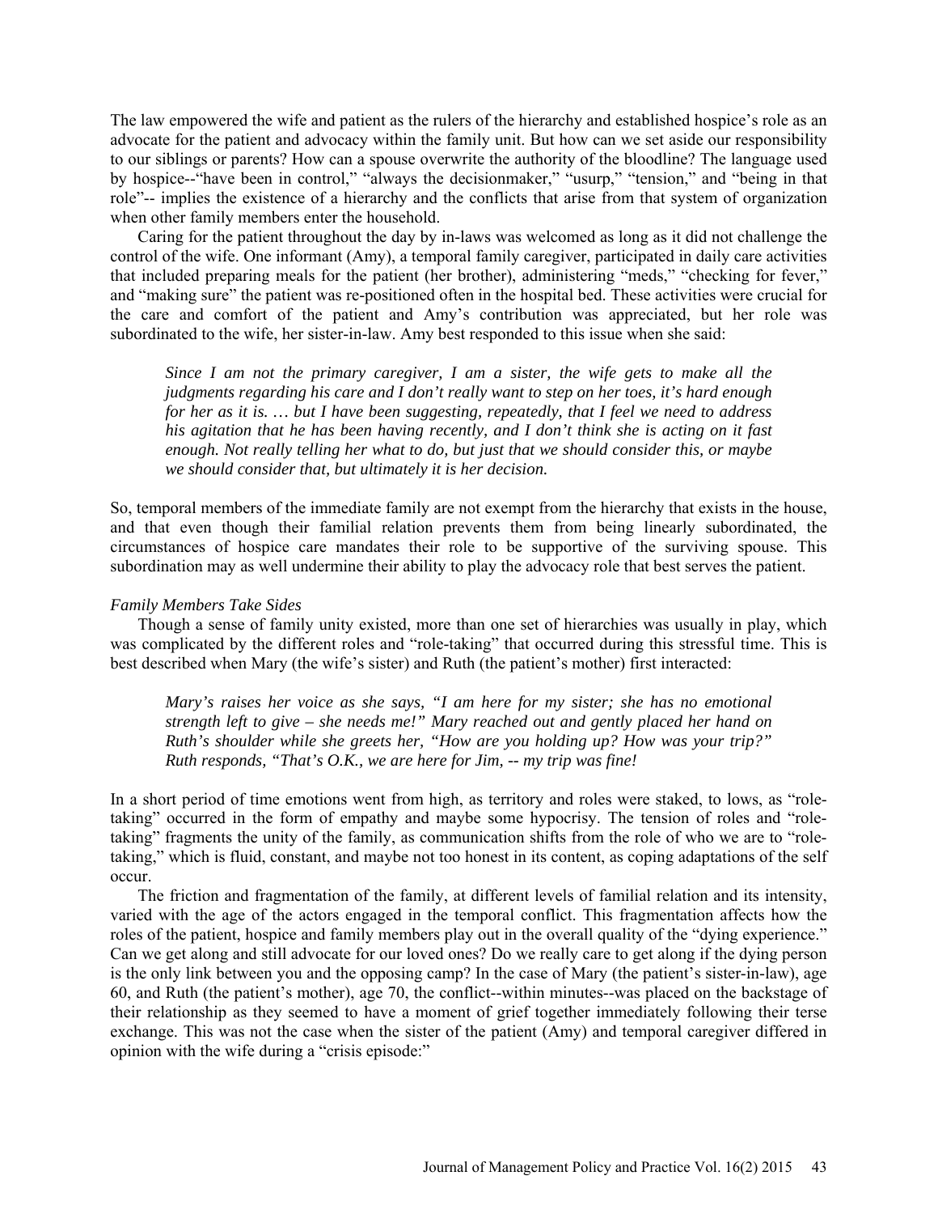The law empowered the wife and patient as the rulers of the hierarchy and established hospice's role as an advocate for the patient and advocacy within the family unit. But how can we set aside our responsibility to our siblings or parents? How can a spouse overwrite the authority of the bloodline? The language used by hospice--"have been in control," "always the decisionmaker," "usurp," "tension," and "being in that role"-- implies the existence of a hierarchy and the conflicts that arise from that system of organization when other family members enter the household.

Caring for the patient throughout the day by in-laws was welcomed as long as it did not challenge the control of the wife. One informant (Amy), a temporal family caregiver, participated in daily care activities that included preparing meals for the patient (her brother), administering "meds," "checking for fever," and "making sure" the patient was re-positioned often in the hospital bed. These activities were crucial for the care and comfort of the patient and Amy's contribution was appreciated, but her role was subordinated to the wife, her sister-in-law. Amy best responded to this issue when she said:

> *Since I am not the primary caregiver, I am a sister, the wife gets to make all the judgments regarding his care and I don't really want to step on her toes, it's hard enough for her as it is. … but I have been suggesting, repeatedly, that I feel we need to address his agitation that he has been having recently, and I don't think she is acting on it fast enough. Not really telling her what to do, but just that we should consider this, or maybe we should consider that, but ultimately it is her decision.*

So, temporal members of the immediate family are not exempt from the hierarchy that exists in the house, and that even though their familial relation prevents them from being linearly subordinated, the circumstances of hospice care mandates their role to be supportive of the surviving spouse. This subordination may as well undermine their ability to play the advocacy role that best serves the patient.

### *Family Members Take Sides*

Though a sense of family unity existed, more than one set of hierarchies was usually in play, which was complicated by the different roles and "role-taking" that occurred during this stressful time. This is best described when Mary (the wife's sister) and Ruth (the patient's mother) first interacted:

> *Mary's raises her voice as she says, "I am here for my sister; she has no emotional strength left to give – she needs me!" Mary reached out and gently placed her hand on Ruth's shoulder while she greets her, "How are you holding up? How was your trip?" Ruth responds, "That's O.K., we are here for Jim, -- my trip was fine!*

In a short period of time emotions went from high, as territory and roles were staked, to lows, as "role-taking" occurred in the form of empathy and maybe some hypocrisy. The tension of roles and "role-taking" fragments the unity of the family, as communication shifts from the role of who we are to "role-taking," which is fluid, constant, and maybe not too honest in its content, as coping adaptations of the self occur.

The friction and fragmentation of the family, at different levels of familial relation and its intensity, varied with the age of the actors engaged in the temporal conflict. This fragmentation affects how the roles of the patient, hospice and family members play out in the overall quality of the "dying experience." Can we get along and still advocate for our loved ones? Do we really care to get along if the dying person is the only link between you and the opposing camp? In the case of Mary (the patient's sister-in-law), age 60, and Ruth (the patient's mother), age 70, the conflict--within minutes--was placed on the backstage of their relationship as they seemed to have a moment of grief together immediately following their terse exchange. This was not the case when the sister of the patient (Amy) and temporal caregiver differed in opinion with the wife during a "crisis episode:"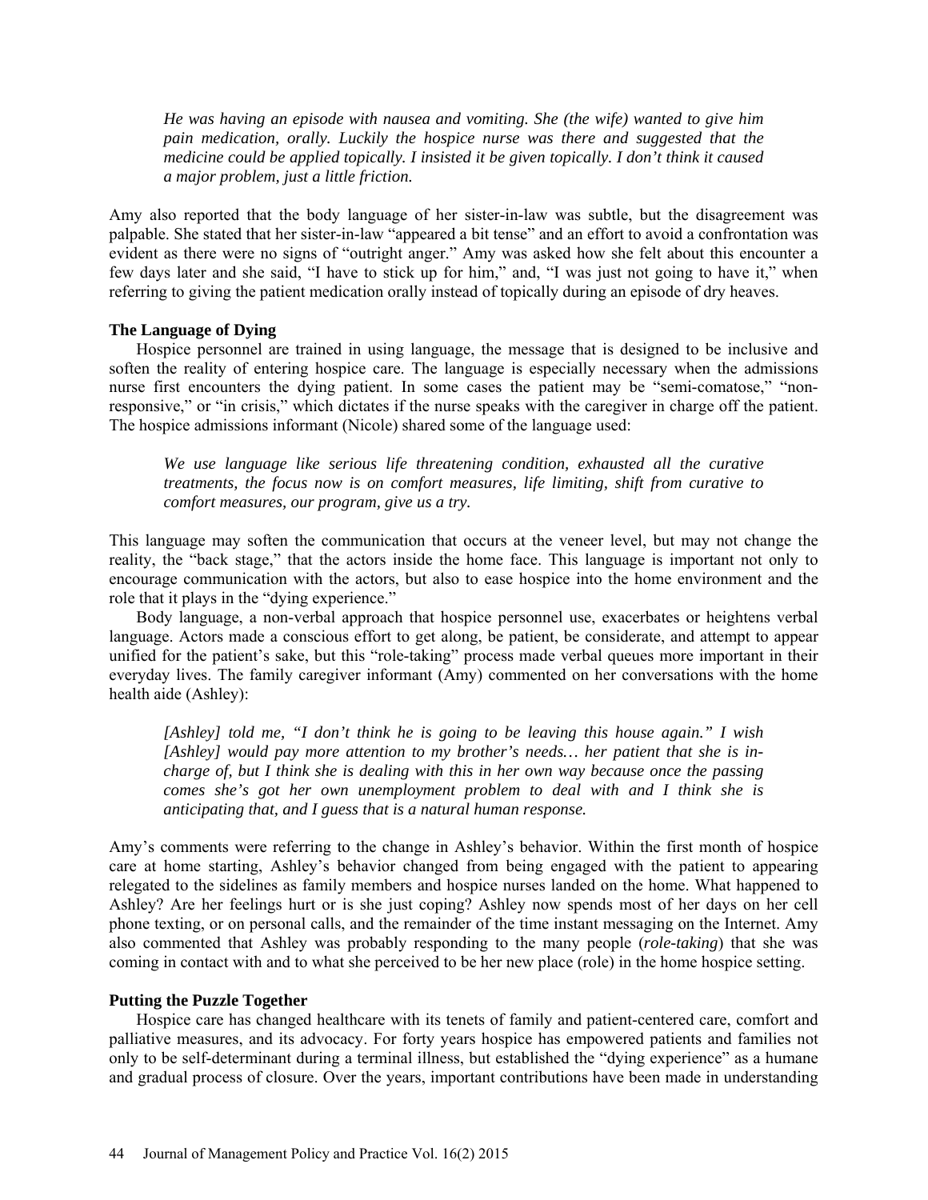> *He was having an episode with nausea and vomiting. She (the wife) wanted to give him pain medication, orally. Luckily the hospice nurse was there and suggested that the medicine could be applied topically. I insisted it be given topically. I don't think it caused a major problem, just a little friction.*

Amy also reported that the body language of her sister-in-law was subtle, but the disagreement was palpable. She stated that her sister-in-law "appeared a bit tense" and an effort to avoid a confrontation was evident as there were no signs of "outright anger." Amy was asked how she felt about this encounter a few days later and she said, "I have to stick up for him," and, "I was just not going to have it," when referring to giving the patient medication orally instead of topically during an episode of dry heaves.

**The Language of Dying**

Hospice personnel are trained in using language, the message that is designed to be inclusive and soften the reality of entering hospice care. The language is especially necessary when the admissions nurse first encounters the dying patient. In some cases the patient may be "semi-comatose," "non-responsive," or "in crisis," which dictates if the nurse speaks with the caregiver in charge off the patient. The hospice admissions informant (Nicole) shared some of the language used:

> *We use language like serious life threatening condition, exhausted all the curative treatments, the focus now is on comfort measures, life limiting, shift from curative to comfort measures, our program, give us a try.*

This language may soften the communication that occurs at the veneer level, but may not change the reality, the "back stage," that the actors inside the home face. This language is important not only to encourage communication with the actors, but also to ease hospice into the home environment and the role that it plays in the "dying experience."

Body language, a non-verbal approach that hospice personnel use, exacerbates or heightens verbal language. Actors made a conscious effort to get along, be patient, be considerate, and attempt to appear unified for the patient's sake, but this "role-taking" process made verbal queues more important in their everyday lives. The family caregiver informant (Amy) commented on her conversations with the home health aide (Ashley):

> *[Ashley] told me, "I don't think he is going to be leaving this house again." I wish [Ashley] would pay more attention to my brother's needs… her patient that she is in-charge of, but I think she is dealing with this in her own way because once the passing comes she's got her own unemployment problem to deal with and I think she is anticipating that, and I guess that is a natural human response.*

Amy's comments were referring to the change in Ashley's behavior. Within the first month of hospice care at home starting, Ashley's behavior changed from being engaged with the patient to appearing relegated to the sidelines as family members and hospice nurses landed on the home. What happened to Ashley? Are her feelings hurt or is she just coping? Ashley now spends most of her days on her cell phone texting, or on personal calls, and the remainder of the time instant messaging on the Internet. Amy also commented that Ashley was probably responding to the many people (*role-taking*) that she was coming in contact with and to what she perceived to be her new place (role) in the home hospice setting.

**Putting the Puzzle Together**

Hospice care has changed healthcare with its tenets of family and patient-centered care, comfort and palliative measures, and its advocacy. For forty years hospice has empowered patients and families not only to be self-determinant during a terminal illness, but established the "dying experience" as a humane and gradual process of closure. Over the years, important contributions have been made in understanding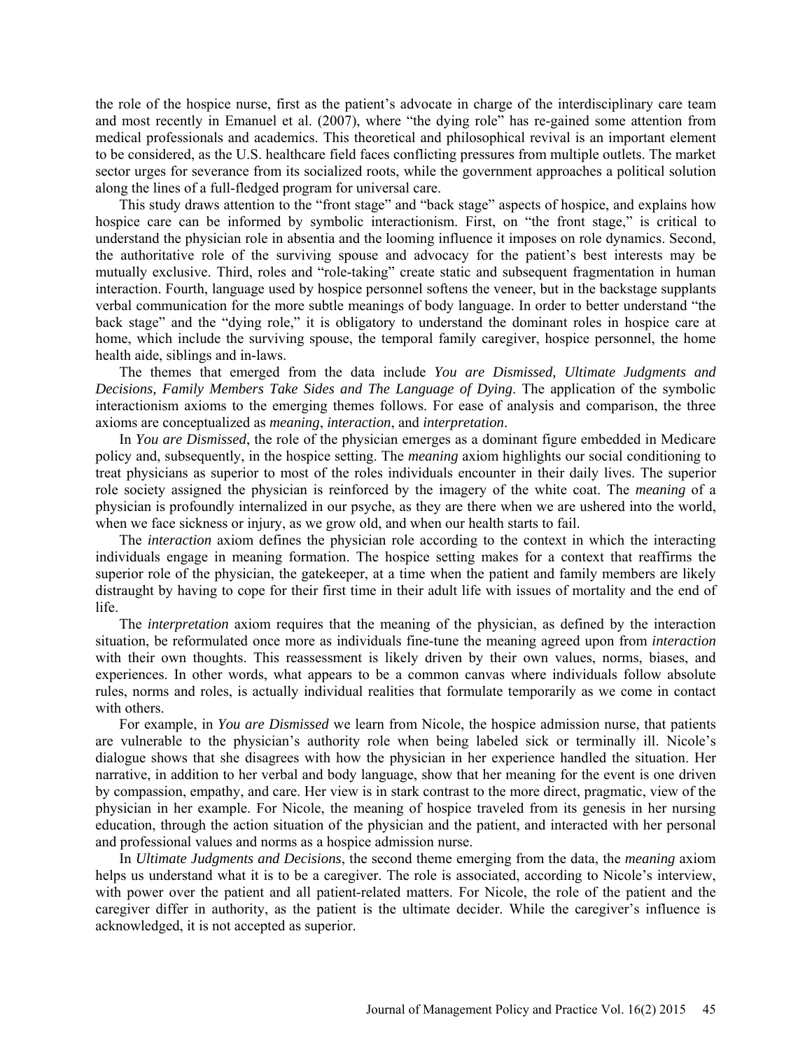the role of the hospice nurse, first as the patient's advocate in charge of the interdisciplinary care team and most recently in Emanuel et al. (2007), where "the dying role" has re-gained some attention from medical professionals and academics. This theoretical and philosophical revival is an important element to be considered, as the U.S. healthcare field faces conflicting pressures from multiple outlets. The market sector urges for severance from its socialized roots, while the government approaches a political solution along the lines of a full-fledged program for universal care.

This study draws attention to the "front stage" and "back stage" aspects of hospice, and explains how hospice care can be informed by symbolic interactionism. First, on "the front stage," is critical to understand the physician role in absentia and the looming influence it imposes on role dynamics. Second, the authoritative role of the surviving spouse and advocacy for the patient's best interests may be mutually exclusive. Third, roles and "role-taking" create static and subsequent fragmentation in human interaction. Fourth, language used by hospice personnel softens the veneer, but in the backstage supplants verbal communication for the more subtle meanings of body language. In order to better understand "the back stage" and the "dying role," it is obligatory to understand the dominant roles in hospice care at home, which include the surviving spouse, the temporal family caregiver, hospice personnel, the home health aide, siblings and in-laws.

The themes that emerged from the data include *You are Dismissed, Ultimate Judgments and Decisions, Family Members Take Sides and The Language of Dying*. The application of the symbolic interactionism axioms to the emerging themes follows. For ease of analysis and comparison, the three axioms are conceptualized as *meaning*, *interaction*, and *interpretation*.

In *You are Dismissed*, the role of the physician emerges as a dominant figure embedded in Medicare policy and, subsequently, in the hospice setting. The *meaning* axiom highlights our social conditioning to treat physicians as superior to most of the roles individuals encounter in their daily lives. The superior role society assigned the physician is reinforced by the imagery of the white coat. The *meaning* of a physician is profoundly internalized in our psyche, as they are there when we are ushered into the world, when we face sickness or injury, as we grow old, and when our health starts to fail.

The *interaction* axiom defines the physician role according to the context in which the interacting individuals engage in meaning formation. The hospice setting makes for a context that reaffirms the superior role of the physician, the gatekeeper, at a time when the patient and family members are likely distraught by having to cope for their first time in their adult life with issues of mortality and the end of life.

The *interpretation* axiom requires that the meaning of the physician, as defined by the interaction situation, be reformulated once more as individuals fine-tune the meaning agreed upon from *interaction* with their own thoughts. This reassessment is likely driven by their own values, norms, biases, and experiences. In other words, what appears to be a common canvas where individuals follow absolute rules, norms and roles, is actually individual realities that formulate temporarily as we come in contact with others.

For example, in *You are Dismissed* we learn from Nicole, the hospice admission nurse, that patients are vulnerable to the physician's authority role when being labeled sick or terminally ill. Nicole's dialogue shows that she disagrees with how the physician in her experience handled the situation. Her narrative, in addition to her verbal and body language, show that her meaning for the event is one driven by compassion, empathy, and care. Her view is in stark contrast to the more direct, pragmatic, view of the physician in her example. For Nicole, the meaning of hospice traveled from its genesis in her nursing education, through the action situation of the physician and the patient, and interacted with her personal and professional values and norms as a hospice admission nurse.

In *Ultimate Judgments and Decisions*, the second theme emerging from the data, the *meaning* axiom helps us understand what it is to be a caregiver. The role is associated, according to Nicole's interview, with power over the patient and all patient-related matters. For Nicole, the role of the patient and the caregiver differ in authority, as the patient is the ultimate decider. While the caregiver's influence is acknowledged, it is not accepted as superior.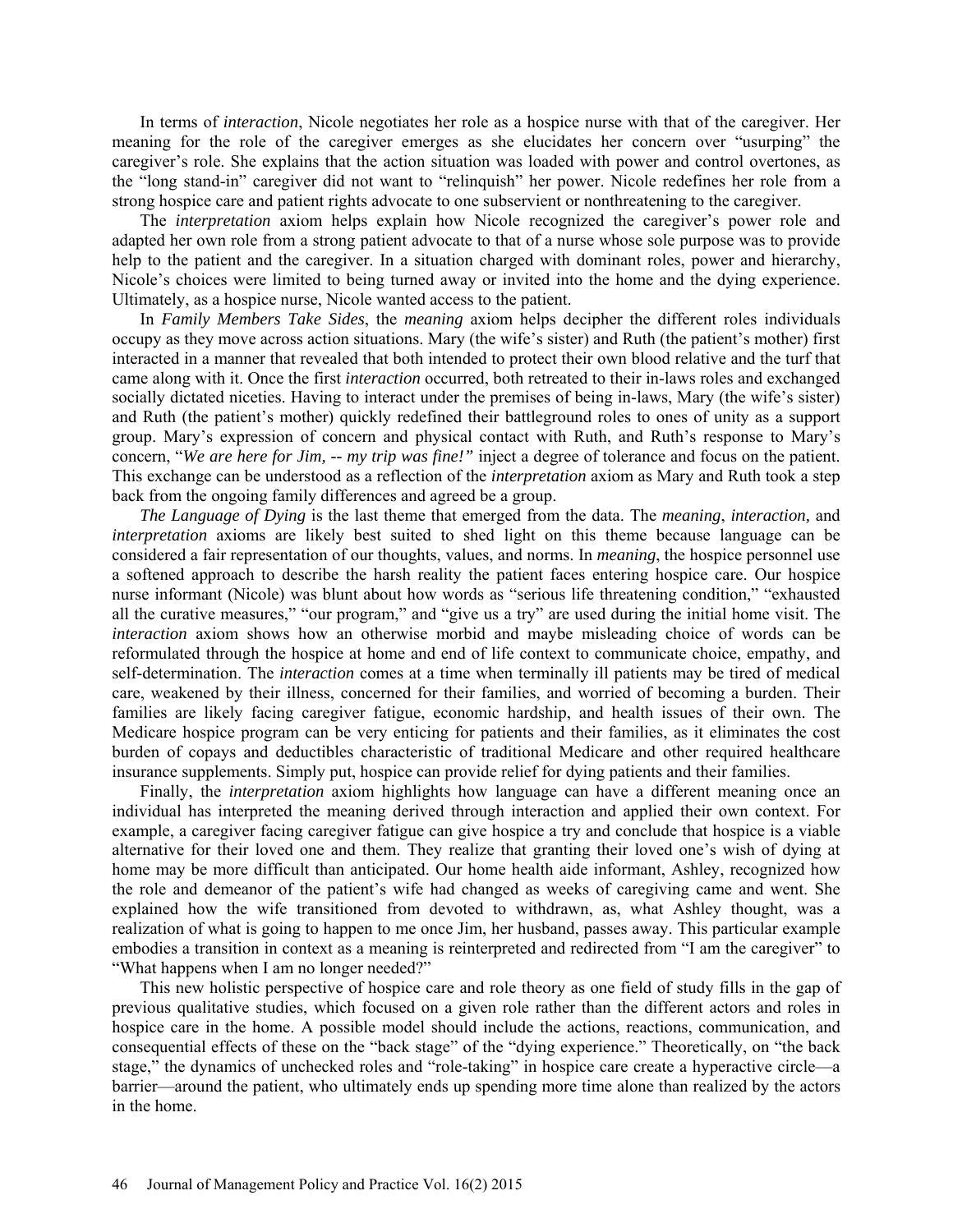In terms of *interaction*, Nicole negotiates her role as a hospice nurse with that of the caregiver. Her meaning for the role of the caregiver emerges as she elucidates her concern over "usurping" the caregiver's role. She explains that the action situation was loaded with power and control overtones, as the "long stand-in" caregiver did not want to "relinquish" her power. Nicole redefines her role from a strong hospice care and patient rights advocate to one subservient or nonthreatening to the caregiver.

The *interpretation* axiom helps explain how Nicole recognized the caregiver's power role and adapted her own role from a strong patient advocate to that of a nurse whose sole purpose was to provide help to the patient and the caregiver. In a situation charged with dominant roles, power and hierarchy, Nicole's choices were limited to being turned away or invited into the home and the dying experience. Ultimately, as a hospice nurse, Nicole wanted access to the patient.

In *Family Members Take Sides*, the *meaning* axiom helps decipher the different roles individuals occupy as they move across action situations. Mary (the wife's sister) and Ruth (the patient's mother) first interacted in a manner that revealed that both intended to protect their own blood relative and the turf that came along with it. Once the first *interaction* occurred, both retreated to their in-laws roles and exchanged socially dictated niceties. Having to interact under the premises of being in-laws, Mary (the wife's sister) and Ruth (the patient's mother) quickly redefined their battleground roles to ones of unity as a support group. Mary's expression of concern and physical contact with Ruth, and Ruth's response to Mary's concern, "*We are here for Jim, -- my trip was fine!*" inject a degree of tolerance and focus on the patient. This exchange can be understood as a reflection of the *interpretation* axiom as Mary and Ruth took a step back from the ongoing family differences and agreed be a group.

*The Language of Dying* is the last theme that emerged from the data. The *meaning*, *interaction,* and *interpretation* axioms are likely best suited to shed light on this theme because language can be considered a fair representation of our thoughts, values, and norms. In *meaning*, the hospice personnel use a softened approach to describe the harsh reality the patient faces entering hospice care. Our hospice nurse informant (Nicole) was blunt about how words as "serious life threatening condition," "exhausted all the curative measures," "our program," and "give us a try" are used during the initial home visit. The *interaction* axiom shows how an otherwise morbid and maybe misleading choice of words can be reformulated through the hospice at home and end of life context to communicate choice, empathy, and self-determination. The *interaction* comes at a time when terminally ill patients may be tired of medical care, weakened by their illness, concerned for their families, and worried of becoming a burden. Their families are likely facing caregiver fatigue, economic hardship, and health issues of their own. The Medicare hospice program can be very enticing for patients and their families, as it eliminates the cost burden of copays and deductibles characteristic of traditional Medicare and other required healthcare insurance supplements. Simply put, hospice can provide relief for dying patients and their families.

Finally, the *interpretation* axiom highlights how language can have a different meaning once an individual has interpreted the meaning derived through interaction and applied their own context. For example, a caregiver facing caregiver fatigue can give hospice a try and conclude that hospice is a viable alternative for their loved one and them. They realize that granting their loved one's wish of dying at home may be more difficult than anticipated. Our home health aide informant, Ashley, recognized how the role and demeanor of the patient's wife had changed as weeks of caregiving came and went. She explained how the wife transitioned from devoted to withdrawn, as, what Ashley thought, was a realization of what is going to happen to me once Jim, her husband, passes away. This particular example embodies a transition in context as a meaning is reinterpreted and redirected from "I am the caregiver" to "What happens when I am no longer needed?"

This new holistic perspective of hospice care and role theory as one field of study fills in the gap of previous qualitative studies, which focused on a given role rather than the different actors and roles in hospice care in the home. A possible model should include the actions, reactions, communication, and consequential effects of these on the "back stage" of the "dying experience." Theoretically, on "the back stage," the dynamics of unchecked roles and "role-taking" in hospice care create a hyperactive circle—a barrier—around the patient, who ultimately ends up spending more time alone than realized by the actors in the home.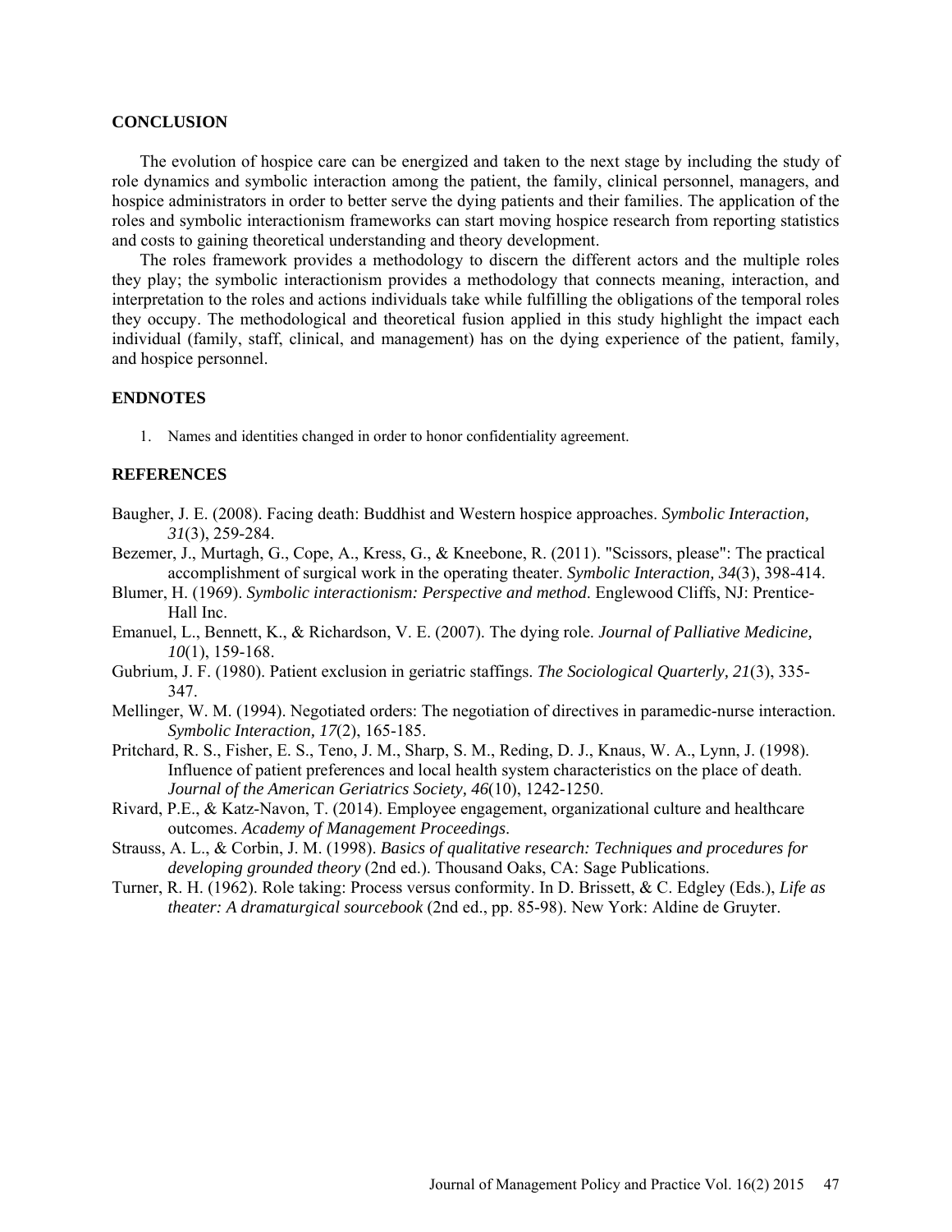## CONCLUSION

The evolution of hospice care can be energized and taken to the next stage by including the study of role dynamics and symbolic interaction among the patient, the family, clinical personnel, managers, and hospice administrators in order to better serve the dying patients and their families. The application of the roles and symbolic interactionism frameworks can start moving hospice research from reporting statistics and costs to gaining theoretical understanding and theory development.

The roles framework provides a methodology to discern the different actors and the multiple roles they play; the symbolic interactionism provides a methodology that connects meaning, interaction, and interpretation to the roles and actions individuals take while fulfilling the obligations of the temporal roles they occupy. The methodological and theoretical fusion applied in this study highlight the impact each individual (family, staff, clinical, and management) has on the dying experience of the patient, family, and hospice personnel.

## ENDNOTES

1. Names and identities changed in order to honor confidentiality agreement.

## REFERENCES

Baugher, J. E. (2008). Facing death: Buddhist and Western hospice approaches. *Symbolic Interaction, 31*(3), 259-284.

Bezemer, J., Murtagh, G., Cope, A., Kress, G., & Kneebone, R. (2011). "Scissors, please": The practical accomplishment of surgical work in the operating theater. *Symbolic Interaction, 34*(3), 398-414.

Blumer, H. (1969). *Symbolic interactionism: Perspective and method*. Englewood Cliffs, NJ: Prentice-Hall Inc.

Emanuel, L., Bennett, K., & Richardson, V. E. (2007). The dying role. *Journal of Palliative Medicine, 10*(1), 159-168.

Gubrium, J. F. (1980). Patient exclusion in geriatric staffings. *The Sociological Quarterly, 21*(3), 335-347.

Mellinger, W. M. (1994). Negotiated orders: The negotiation of directives in paramedic-nurse interaction. *Symbolic Interaction, 17*(2), 165-185.

Pritchard, R. S., Fisher, E. S., Teno, J. M., Sharp, S. M., Reding, D. J., Knaus, W. A., Lynn, J. (1998). Influence of patient preferences and local health system characteristics on the place of death. *Journal of the American Geriatrics Society, 46*(10), 1242-1250.

Rivard, P.E., & Katz-Navon, T. (2014). Employee engagement, organizational culture and healthcare outcomes. *Academy of Management Proceedings*.

Strauss, A. L., & Corbin, J. M. (1998). *Basics of qualitative research: Techniques and procedures for developing grounded theory* (2nd ed.). Thousand Oaks, CA: Sage Publications.

Turner, R. H. (1962). Role taking: Process versus conformity. In D. Brissett, & C. Edgley (Eds.), *Life as theater: A dramaturgical sourcebook* (2nd ed., pp. 85-98). New York: Aldine de Gruyter.